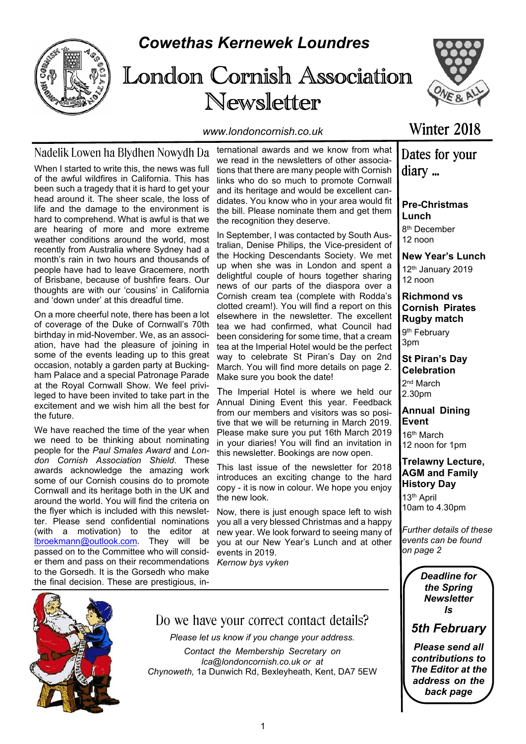# Cowethas Kernewek Loundres

# London Cornish Association Newsletter

www.londoncornish.co.uk

Winter 2018

## Nadelik Lowen ha Blydhen Nowydh Da

When I started to write this, the news was full of the awful wildfires in California. This has been such a tragedy that it is hard to get your head around it. The sheer scale, the loss of life and the damage to the environment is hard to comprehend. What is awful is that we are hearing of more and more extreme weather conditions around the world, most recently from Australia where Sydney had a month's rain in two hours and thousands of people have had to leave Gracemere, north of Brisbane, because of bushfire fears. Our thoughts are with our 'cousins' in California and 'down under' at this dreadful time.

On a more cheerful note, there has been a lot of coverage of the Duke of Cornwall's 70th birthday in mid-November. We, as an association, have had the pleasure of joining in some of the events leading up to this great occasion, notably a garden party at Buckingham Palace and a special Patronage Parade at the Royal Cornwall Show. We feel privileged to have been invited to take part in the excitement and we wish him all the best for the future.

We have reached the time of the year when we need to be thinking about nominating people for the *Paul Smales Award* and *London Cornish Association Shield*. These awards acknowledge the amazing work some of our Cornish cousins do to promote Cornwall and its heritage both in the UK and around the world. You will find the criteria on the flyer which is included with this newsletter. Please send confidential nominations (with a motivation) to the editor at lbroekmann@outlook.com. They will be passed on to the Committee who will consider them and pass on their recommendations to the Gorsedh. It is the Gorsedh who make the final decision. These are prestigious, international awards and we know from what we read in the newsletters of other associations that there are many people with Cornish links who do so much to promote Cornwall and its heritage and would be excellent candidates. You know who in your area would fit the bill. Please nominate them and get them the recognition they deserve.

In September, I was contacted by South Australian, Denise Philips, the Vice-president of the Hocking Descendants Society. We met up when she was in London and spent a delightful couple of hours together sharing news of our parts of the diaspora over a Cornish cream tea (complete with Rodda's clotted cream!). You will find a report on this elsewhere in the newsletter. The excellent tea we had confirmed, what Council had been considering for some time, that a cream tea at the Imperial Hotel would be the perfect way to celebrate St Piran's Day on 2nd March. You will find more details on page 2. Make sure you book the date!

The Imperial Hotel is where we held our Annual Dining Event this year. Feedback from our members and visitors was so positive that we will be returning in March 2019. Please make sure you put 16th March 2019 in your diaries! You will find an invitation in this newsletter. Bookings are now open.

This last issue of the newsletter for 2018 introduces an exciting change to the hard copy - it is now in colour. We hope you enjoy the new look.

Now, there is just enough space left to wish you all a very blessed Christmas and a happy new year. We look forward to seeing many of you at our New Year's Lunch and at other events in 2019.

*Kernow bys vyken*

## Dates for your diary ...

**Pre-Christmas Lunch**
8th December
12 noon

**New Year's Lunch**
12th January 2019
12 noon

**Richmond vs Cornish Pirates Rugby match**
9th February
3pm

**St Piran's Day Celebration**
2nd March
2.30pm

**Annual Dining Event**
16th March
12 noon for 1pm

**Trelawny Lecture, AGM and Family History Day**
13th April
10am to 4.30pm

*Further details of these events can be found on page 2*

***Deadline for the Spring Newsletter Is***

***5th February***

***Please send all contributions to The Editor at the address on the back page***

## Do we have your correct contact details?

*Please let us know if you change your address.*

*Contact the Membership Secretary on lca@londoncornish.co.uk or at Chynoweth,* 1a Dunwich Rd, Bexleyheath, Kent, DA7 5EW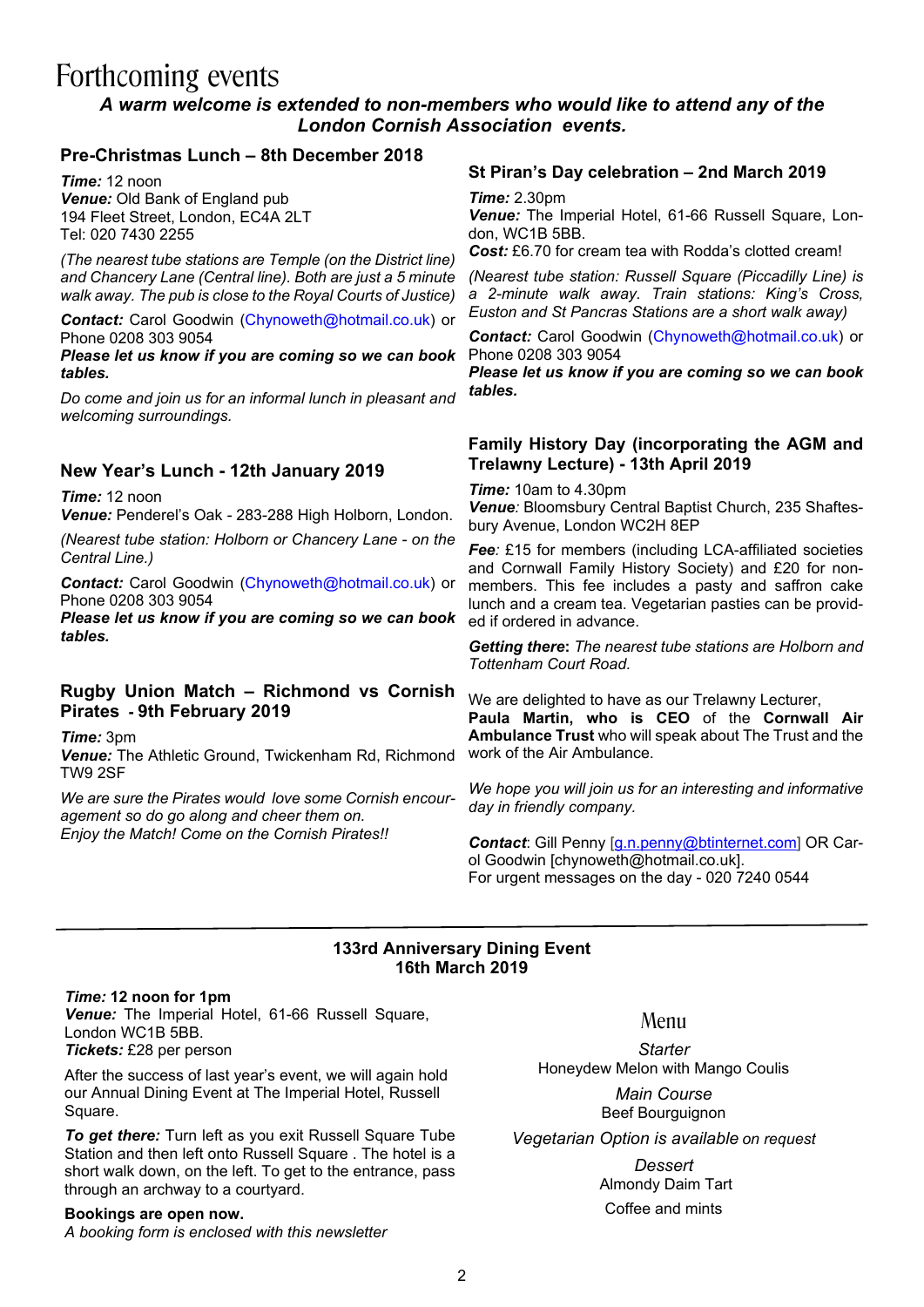# Forthcoming events

***A warm welcome is extended to non-members who would like to attend any of the London Cornish Association events.***

## Pre-Christmas Lunch – 8th December 2018

***Time:*** 12 noon
***Venue:*** Old Bank of England pub
194 Fleet Street, London, EC4A 2LT
Tel: 020 7430 2255

*(The nearest tube stations are Temple (on the District line) and Chancery Lane (Central line). Both are just a 5 minute walk away. The pub is close to the Royal Courts of Justice)*

***Contact:*** Carol Goodwin (Chynoweth@hotmail.co.uk) or Phone 0208 303 9054
***Please let us know if you are coming so we can book tables.***

*Do come and join us for an informal lunch in pleasant and welcoming surroundings.*

## New Year's Lunch - 12th January 2019

***Time:*** 12 noon
***Venue:*** Penderel's Oak - 283-288 High Holborn, London.

*(Nearest tube station: Holborn or Chancery Lane - on the Central Line.)*

***Contact:*** Carol Goodwin (Chynoweth@hotmail.co.uk) or Phone 0208 303 9054
***Please let us know if you are coming so we can book tables.***

## Rugby Union Match – Richmond vs Cornish Pirates - 9th February 2019

***Time:*** 3pm
***Venue:*** The Athletic Ground, Twickenham Rd, Richmond TW9 2SF

*We are sure the Pirates would love some Cornish encouragement so do go along and cheer them on.*
*Enjoy the Match! Come on the Cornish Pirates!!*

## St Piran's Day celebration – 2nd March 2019

***Time:*** 2.30pm
***Venue:*** The Imperial Hotel, 61-66 Russell Square, London, WC1B 5BB.
***Cost:*** £6.70 for cream tea with Rodda's clotted cream!

*(Nearest tube station: Russell Square (Piccadilly Line) is a 2-minute walk away. Train stations: King's Cross, Euston and St Pancras Stations are a short walk away)*

***Contact:*** Carol Goodwin (Chynoweth@hotmail.co.uk) or Phone 0208 303 9054
***Please let us know if you are coming so we can book tables.***

## Family History Day (incorporating the AGM and Trelawny Lecture) - 13th April 2019

***Time:*** 10am to 4.30pm
***Venue****:* Bloomsbury Central Baptist Church, 235 Shaftesbury Avenue, London WC2H 8EP

***Fee****:* £15 for members (including LCA-affiliated societies and Cornwall Family History Society) and £20 for non-members. This fee includes a pasty and saffron cake lunch and a cream tea. Vegetarian pasties can be provided if ordered in advance.

***Getting there*****:** *The nearest tube stations are Holborn and Tottenham Court Road.*

We are delighted to have as our Trelawny Lecturer, **Paula Martin, who is CEO** of the **Cornwall Air Ambulance Trust** who will speak about The Trust and the work of the Air Ambulance.

*We hope you will join us for an interesting and informative day in friendly company.*

***Contact***: Gill Penny [g.n.penny@btinternet.com] OR Carol Goodwin [chynoweth@hotmail.co.uk].
For urgent messages on the day - 020 7240 0544

---

## 133rd Anniversary Dining Event
## 16th March 2019

***Time:* 12 noon for 1pm**
***Venue:*** The Imperial Hotel, 61-66 Russell Square, London WC1B 5BB.
***Tickets:*** £28 per person

After the success of last year's event, we will again hold our Annual Dining Event at The Imperial Hotel, Russell Square.

***To get there:*** Turn left as you exit Russell Square Tube Station and then left onto Russell Square . The hotel is a short walk down, on the left. To get to the entrance, pass through an archway to a courtyard.

**Bookings are open now.**
*A booking form is enclosed with this newsletter*

### Menu

*Starter*
Honeydew Melon with Mango Coulis

*Main Course*
Beef Bourguignon

*Vegetarian Option is available on request*

*Dessert*
Almondy Daim Tart

Coffee and mints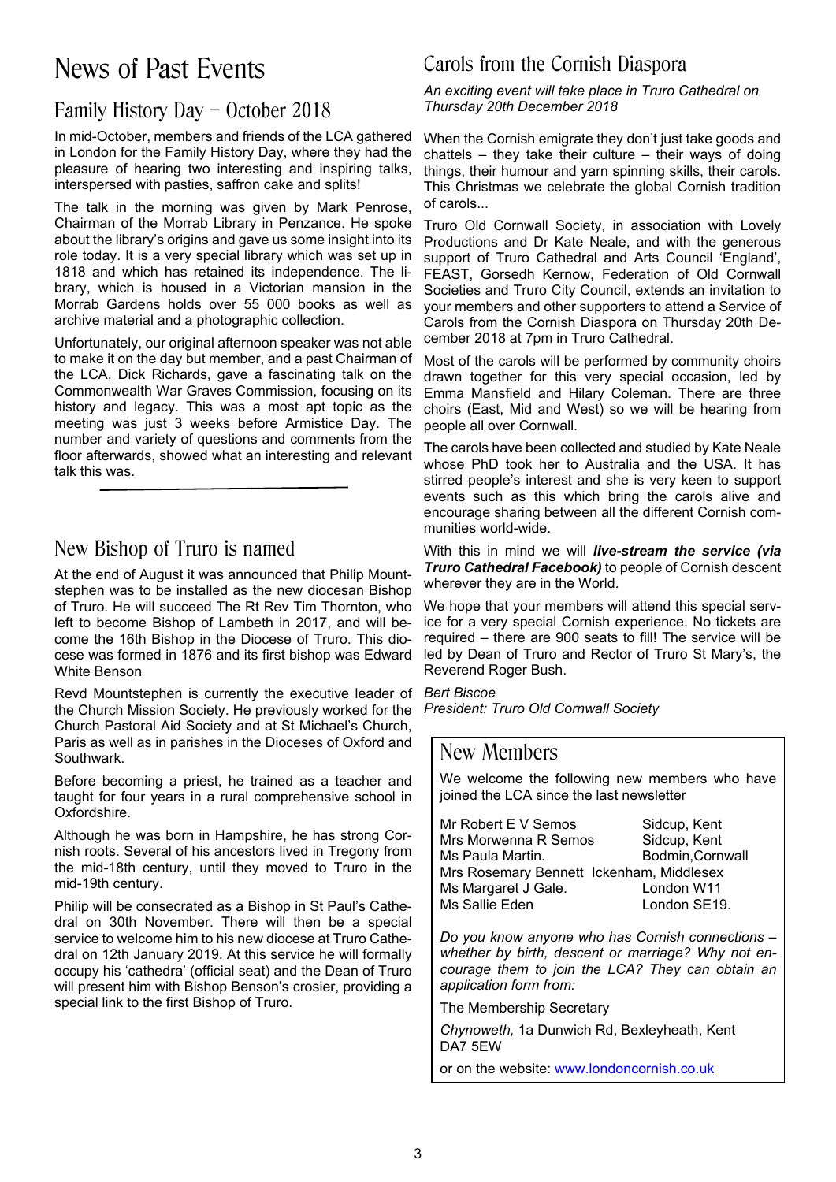# News of Past Events

## Family History Day – October 2018

In mid-October, members and friends of the LCA gathered in London for the Family History Day, where they had the pleasure of hearing two interesting and inspiring talks, interspersed with pasties, saffron cake and splits!

The talk in the morning was given by Mark Penrose, Chairman of the Morrab Library in Penzance. He spoke about the library's origins and gave us some insight into its role today. It is a very special library which was set up in 1818 and which has retained its independence. The library, which is housed in a Victorian mansion in the Morrab Gardens holds over 55 000 books as well as archive material and a photographic collection.

Unfortunately, our original afternoon speaker was not able to make it on the day but member, and a past Chairman of the LCA, Dick Richards, gave a fascinating talk on the Commonwealth War Graves Commission, focusing on its history and legacy. This was a most apt topic as the meeting was just 3 weeks before Armistice Day. The number and variety of questions and comments from the floor afterwards, showed what an interesting and relevant talk this was.

## New Bishop of Truro is named

At the end of August it was announced that Philip Mountstephen was to be installed as the new diocesan Bishop of Truro. He will succeed The Rt Rev Tim Thornton, who left to become Bishop of Lambeth in 2017, and will become the 16th Bishop in the Diocese of Truro. This diocese was formed in 1876 and its first bishop was Edward White Benson

Revd Mountstephen is currently the executive leader of the Church Mission Society. He previously worked for the Church Pastoral Aid Society and at St Michael's Church, Paris as well as in parishes in the Dioceses of Oxford and Southwark.

Before becoming a priest, he trained as a teacher and taught for four years in a rural comprehensive school in Oxfordshire.

Although he was born in Hampshire, he has strong Cornish roots. Several of his ancestors lived in Tregony from the mid-18th century, until they moved to Truro in the mid-19th century.

Philip will be consecrated as a Bishop in St Paul's Cathedral on 30th November. There will then be a special service to welcome him to his new diocese at Truro Cathedral on 12th January 2019. At this service he will formally occupy his 'cathedra' (official seat) and the Dean of Truro will present him with Bishop Benson's crosier, providing a special link to the first Bishop of Truro.

## Carols from the Cornish Diaspora

*An exciting event will take place in Truro Cathedral on Thursday 20th December 2018*

When the Cornish emigrate they don't just take goods and chattels – they take their culture – their ways of doing things, their humour and yarn spinning skills, their carols. This Christmas we celebrate the global Cornish tradition of carols...

Truro Old Cornwall Society, in association with Lovely Productions and Dr Kate Neale, and with the generous support of Truro Cathedral and Arts Council 'England', FEAST, Gorsedh Kernow, Federation of Old Cornwall Societies and Truro City Council, extends an invitation to your members and other supporters to attend a Service of Carols from the Cornish Diaspora on Thursday 20th December 2018 at 7pm in Truro Cathedral.

Most of the carols will be performed by community choirs drawn together for this very special occasion, led by Emma Mansfield and Hilary Coleman. There are three choirs (East, Mid and West) so we will be hearing from people all over Cornwall.

The carols have been collected and studied by Kate Neale whose PhD took her to Australia and the USA. It has stirred people's interest and she is very keen to support events such as this which bring the carols alive and encourage sharing between all the different Cornish communities world-wide.

With this in mind we will ***live-stream the service (via Truro Cathedral Facebook)*** to people of Cornish descent wherever they are in the World.

We hope that your members will attend this special service for a very special Cornish experience. No tickets are required – there are 900 seats to fill! The service will be led by Dean of Truro and Rector of Truro St Mary's, the Reverend Roger Bush.

*Bert Biscoe*
*President: Truro Old Cornwall Society*

## New Members

We welcome the following new members who have joined the LCA since the last newsletter

| | |
|---|---|
| Mr Robert E V Semos | Sidcup, Kent |
| Mrs Morwenna R Semos | Sidcup, Kent |
| Ms Paula Martin. | Bodmin,Cornwall |
| Mrs Rosemary Bennett | Ickenham, Middlesex |
| Ms Margaret J Gale. | London W11 |
| Ms Sallie Eden | London SE19. |

*Do you know anyone who has Cornish connections – whether by birth, descent or marriage? Why not encourage them to join the LCA? They can obtain an application form from:*

The Membership Secretary

*Chynoweth,* 1a Dunwich Rd, Bexleyheath, Kent DA7 5EW

or on the website: www.londoncornish.co.uk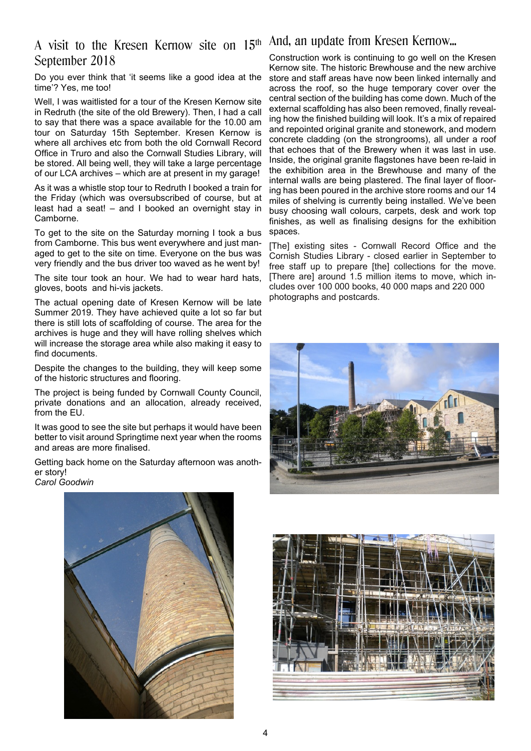## A visit to the Kresen Kernow site on 15th September 2018

Do you ever think that 'it seems like a good idea at the time'? Yes, me too!

Well, I was waitlisted for a tour of the Kresen Kernow site in Redruth (the site of the old Brewery). Then, I had a call to say that there was a space available for the 10.00 am tour on Saturday 15th September. Kresen Kernow is where all archives etc from both the old Cornwall Record Office in Truro and also the Cornwall Studies Library, will be stored. All being well, they will take a large percentage of our LCA archives – which are at present in my garage!

As it was a whistle stop tour to Redruth I booked a train for the Friday (which was oversubscribed of course, but at least had a seat! – and I booked an overnight stay in Camborne.

To get to the site on the Saturday morning I took a bus from Camborne. This bus went everywhere and just managed to get to the site on time. Everyone on the bus was very friendly and the bus driver too waved as he went by!

The site tour took an hour. We had to wear hard hats, gloves, boots and hi-vis jackets.

The actual opening date of Kresen Kernow will be late Summer 2019. They have achieved quite a lot so far but there is still lots of scaffolding of course. The area for the archives is huge and they will have rolling shelves which will increase the storage area while also making it easy to find documents.

Despite the changes to the building, they will keep some of the historic structures and flooring.

The project is being funded by Cornwall County Council, private donations and an allocation, already received, from the EU.

It was good to see the site but perhaps it would have been better to visit around Springtime next year when the rooms and areas are more finalised.

Getting back home on the Saturday afternoon was another story!
*Carol Goodwin*

## And, an update from Kresen Kernow...

Construction work is continuing to go well on the Kresen Kernow site. The historic Brewhouse and the new archive store and staff areas have now been linked internally and across the roof, so the huge temporary cover over the central section of the building has come down. Much of the external scaffolding has also been removed, finally revealing how the finished building will look. It's a mix of repaired and repointed original granite and stonework, and modern concrete cladding (on the strongrooms), all under a roof that echoes that of the Brewery when it was last in use. Inside, the original granite flagstones have been re-laid in the exhibition area in the Brewhouse and many of the internal walls are being plastered. The final layer of flooring has been poured in the archive store rooms and our 14 miles of shelving is currently being installed. We've been busy choosing wall colours, carpets, desk and work top finishes, as well as finalising designs for the exhibition spaces.

[The] existing sites - Cornwall Record Office and the Cornish Studies Library - closed earlier in September to free staff up to prepare [the] collections for the move. [There are] around 1.5 million items to move, which includes over 100 000 books, 40 000 maps and 220 000 photographs and postcards.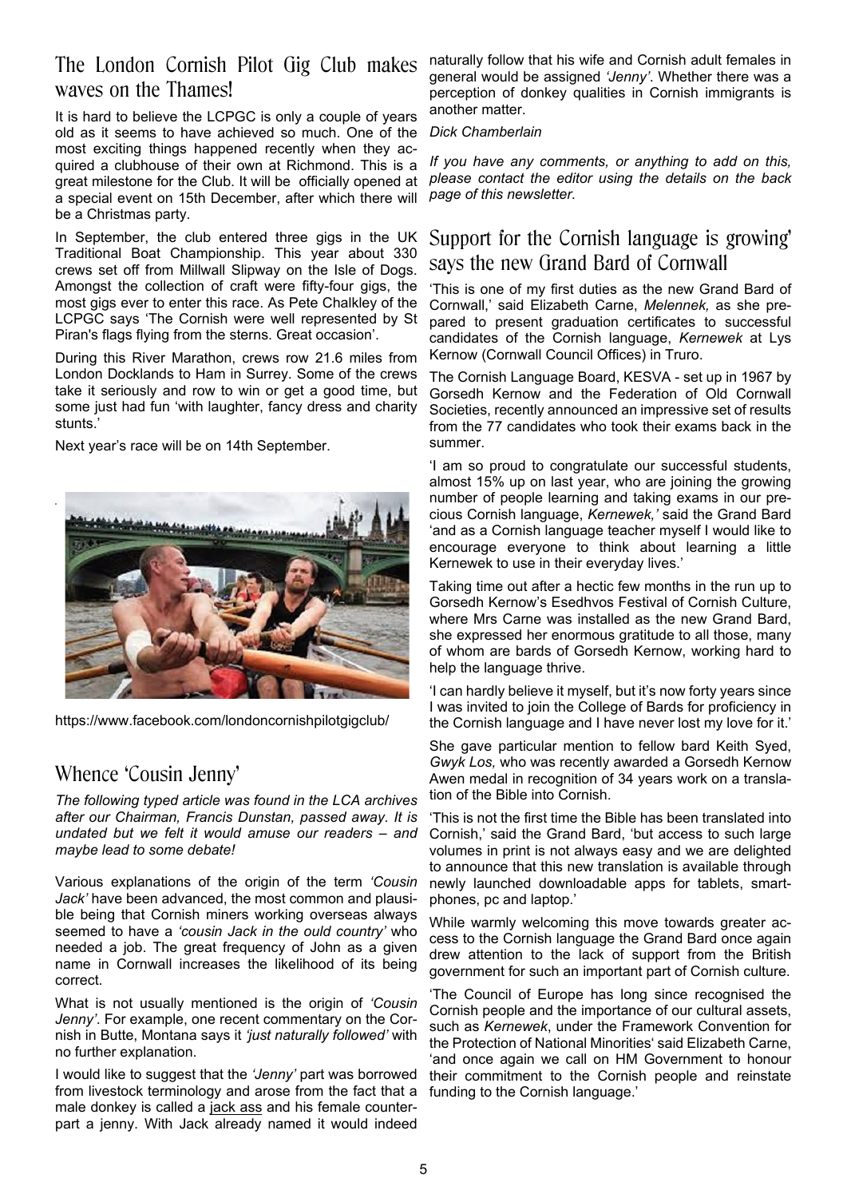## The London Cornish Pilot Gig Club makes waves on the Thames!

It is hard to believe the LCPGC is only a couple of years old as it seems to have achieved so much. One of the most exciting things happened recently when they acquired a clubhouse of their own at Richmond. This is a great milestone for the Club. It will be officially opened at a special event on 15th December, after which there will be a Christmas party.

In September, the club entered three gigs in the UK Traditional Boat Championship. This year about 330 crews set off from Millwall Slipway on the Isle of Dogs. Amongst the collection of craft were fifty-four gigs, the most gigs ever to enter this race. As Pete Chalkley of the LCPGC says 'The Cornish were well represented by St Piran's flags flying from the sterns. Great occasion'.

During this River Marathon, crews row 21.6 miles from London Docklands to Ham in Surrey. Some of the crews take it seriously and row to win or get a good time, but some just had fun 'with laughter, fancy dress and charity stunts.'

Next year's race will be on 14th September.

https://www.facebook.com/londoncornishpilotgigclub/

## Whence 'Cousin Jenny'

*The following typed article was found in the LCA archives after our Chairman, Francis Dunstan, passed away. It is undated but we felt it would amuse our readers – and maybe lead to some debate!*

Various explanations of the origin of the term *'Cousin Jack'* have been advanced, the most common and plausible being that Cornish miners working overseas always seemed to have a *'cousin Jack in the ould country'* who needed a job. The great frequency of John as a given name in Cornwall increases the likelihood of its being correct.

What is not usually mentioned is the origin of *'Cousin Jenny'*. For example, one recent commentary on the Cornish in Butte, Montana says it *'just naturally followed'* with no further explanation.

I would like to suggest that the *'Jenny'* part was borrowed from livestock terminology and arose from the fact that a male donkey is called a jack ass and his female counterpart a jenny. With Jack already named it would indeed naturally follow that his wife and Cornish adult females in general would be assigned *'Jenny'*. Whether there was a perception of donkey qualities in Cornish immigrants is another matter.

*Dick Chamberlain*

*If you have any comments, or anything to add on this, please contact the editor using the details on the back page of this newsletter.*

## Support for the Cornish language is growing' says the new Grand Bard of Cornwall

'This is one of my first duties as the new Grand Bard of Cornwall,' said Elizabeth Carne, *Melennek,* as she prepared to present graduation certificates to successful candidates of the Cornish language, *Kernewek* at Lys Kernow (Cornwall Council Offices) in Truro.

The Cornish Language Board, KESVA - set up in 1967 by Gorsedh Kernow and the Federation of Old Cornwall Societies, recently announced an impressive set of results from the 77 candidates who took their exams back in the summer.

'I am so proud to congratulate our successful students, almost 15% up on last year, who are joining the growing number of people learning and taking exams in our precious Cornish language, *Kernewek,'* said the Grand Bard 'and as a Cornish language teacher myself I would like to encourage everyone to think about learning a little Kernewek to use in their everyday lives.'

Taking time out after a hectic few months in the run up to Gorsedh Kernow's Esedhvos Festival of Cornish Culture, where Mrs Carne was installed as the new Grand Bard, she expressed her enormous gratitude to all those, many of whom are bards of Gorsedh Kernow, working hard to help the language thrive.

'I can hardly believe it myself, but it's now forty years since I was invited to join the College of Bards for proficiency in the Cornish language and I have never lost my love for it.'

She gave particular mention to fellow bard Keith Syed, *Gwyk Los,* who was recently awarded a Gorsedh Kernow Awen medal in recognition of 34 years work on a translation of the Bible into Cornish.

'This is not the first time the Bible has been translated into Cornish,' said the Grand Bard, 'but access to such large volumes in print is not always easy and we are delighted to announce that this new translation is available through newly launched downloadable apps for tablets, smartphones, pc and laptop.'

While warmly welcoming this move towards greater access to the Cornish language the Grand Bard once again drew attention to the lack of support from the British government for such an important part of Cornish culture.

'The Council of Europe has long since recognised the Cornish people and the importance of our cultural assets, such as *Kernewek*, under the Framework Convention for the Protection of National Minorities' said Elizabeth Carne, 'and once again we call on HM Government to honour their commitment to the Cornish people and reinstate funding to the Cornish language.'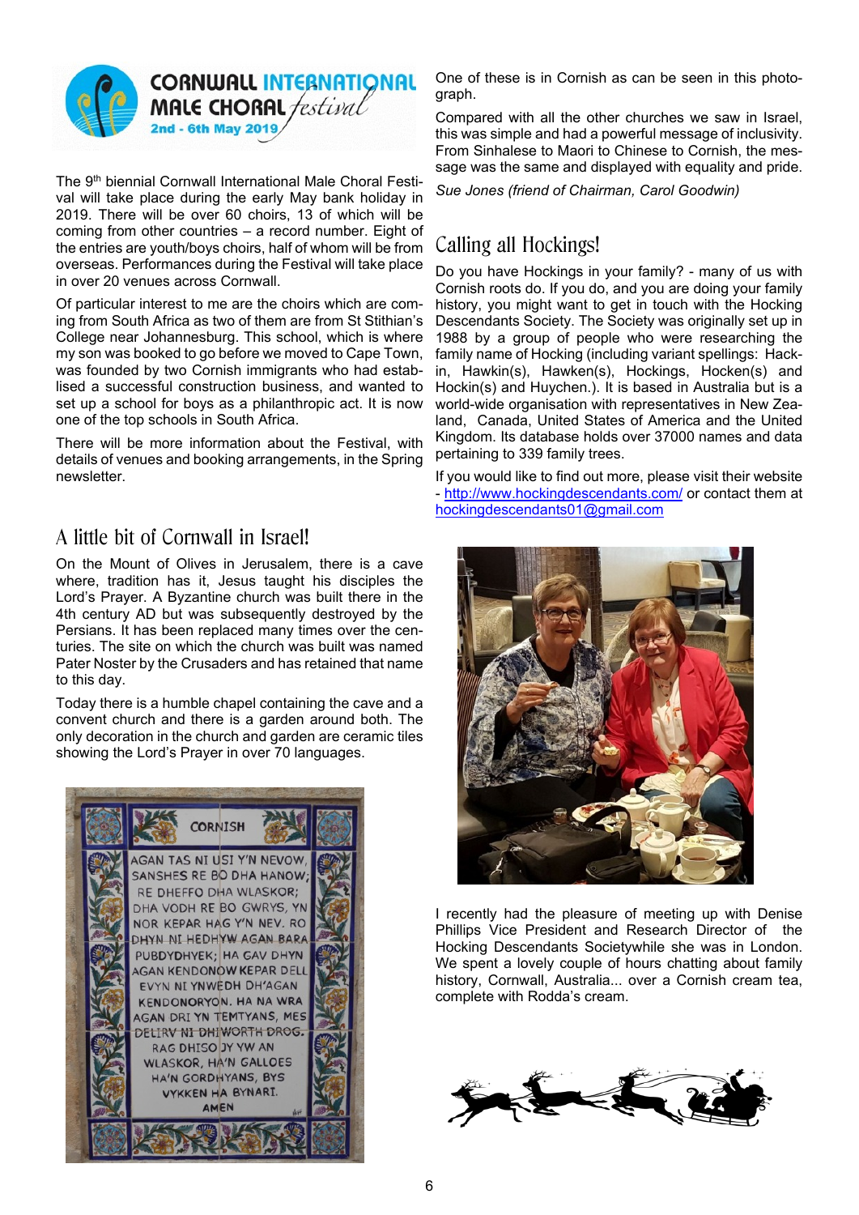**CORNWALL INTERNATIONAL MALE CHORAL festival**
**2nd - 6th May 2019**

The 9th biennial Cornwall International Male Choral Festival will take place during the early May bank holiday in 2019. There will be over 60 choirs, 13 of which will be coming from other countries – a record number. Eight of the entries are youth/boys choirs, half of whom will be from overseas. Performances during the Festival will take place in over 20 venues across Cornwall.

Of particular interest to me are the choirs which are coming from South Africa as two of them are from St Stithian's College near Johannesburg. This school, which is where my son was booked to go before we moved to Cape Town, was founded by two Cornish immigrants who had established a successful construction business, and wanted to set up a school for boys as a philanthropic act. It is now one of the top schools in South Africa.

There will be more information about the Festival, with details of venues and booking arrangements, in the Spring newsletter.

## A little bit of Cornwall in Israel!

On the Mount of Olives in Jerusalem, there is a cave where, tradition has it, Jesus taught his disciples the Lord's Prayer. A Byzantine church was built there in the 4th century AD but was subsequently destroyed by the Persians. It has been replaced many times over the centuries. The site on which the church was built was named Pater Noster by the Crusaders and has retained that name to this day.

Today there is a humble chapel containing the cave and a convent church and there is a garden around both. The only decoration in the church and garden are ceramic tiles showing the Lord's Prayer in over 70 languages.

CORNISH

AGAN TAS NI USI Y'N NEVOW, SANSHES RE BO DHA HANOW; RE DHEFFO DHA WLASKOR; DHA VODH RE BO GWRYS, YN NOR KEPAR HAG Y'N NEV. RO DHYN NI HEDHYW AGAN BARA PUBDYDHYEK; HA GAV DHYN AGAN KENDONOW KEPAR DELL EVYN NI YNWEDH DH'AGAN KENDONORYON. HA NA WRA AGAN DRI YN TEMTYANS, MES DELIRV NI DHIWORTH DROG. RAG DHISO JY YW AN WLASKOR, HA'N GALLOES HA'N GORDHYANS, BYS VYKKEN HA BYNARY. AMEN

One of these is in Cornish as can be seen in this photograph.

Compared with all the other churches we saw in Israel, this was simple and had a powerful message of inclusivity. From Sinhalese to Maori to Chinese to Cornish, the message was the same and displayed with equality and pride.

*Sue Jones (friend of Chairman, Carol Goodwin)*

## Calling all Hockings!

Do you have Hockings in your family? - many of us with Cornish roots do. If you do, and you are doing your family history, you might want to get in touch with the Hocking Descendants Society. The Society was originally set up in 1988 by a group of people who were researching the family name of Hocking (including variant spellings: Hackin, Hawkin(s), Hawken(s), Hockings, Hocken(s) and Hockin(s) and Huychen.). It is based in Australia but is a world-wide organisation with representatives in New Zealand, Canada, United States of America and the United Kingdom. Its database holds over 37000 names and data pertaining to 339 family trees.

If you would like to find out more, please visit their website - http://www.hockingdescendants.com/ or contact them at hockingdescendants01@gmail.com

I recently had the pleasure of meeting up with Denise Phillips Vice President and Research Director of the Hocking Descendants Societywhile she was in London. We spent a lovely couple of hours chatting about family history, Cornwall, Australia... over a Cornish cream tea, complete with Rodda's cream.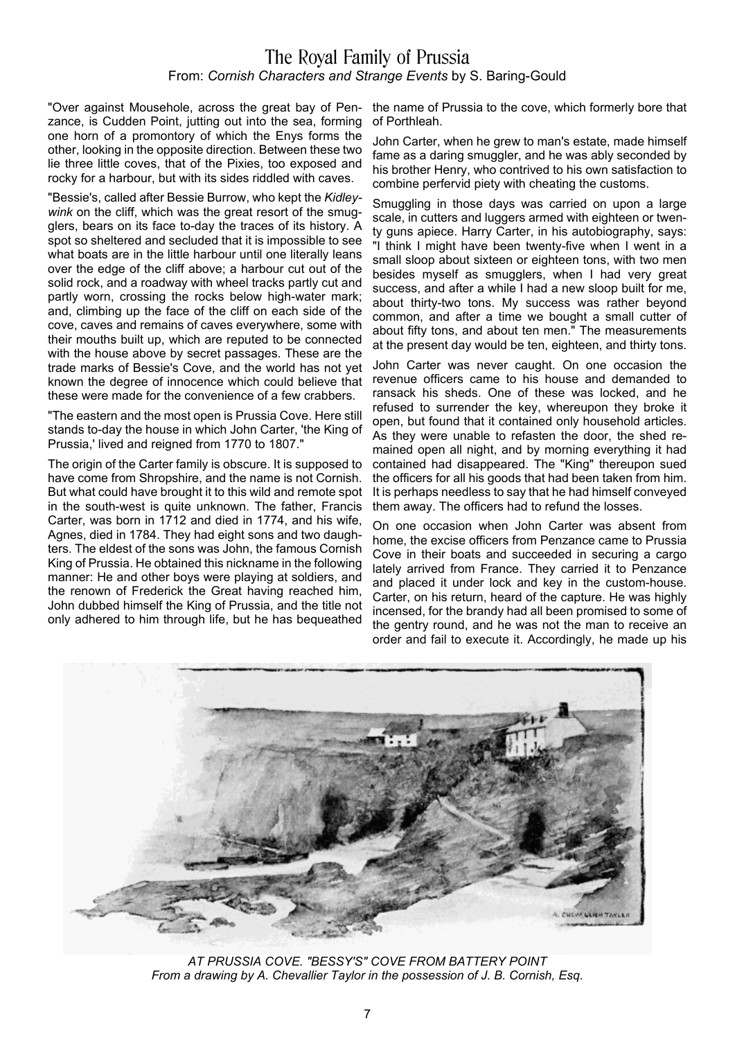# The Royal Family of Prussia

From: *Cornish Characters and Strange Events* by S. Baring-Gould

"Over against Mousehole, across the great bay of Penzance, is Cudden Point, jutting out into the sea, forming one horn of a promontory of which the Enys forms the other, looking in the opposite direction. Between these two lie three little coves, that of the Pixies, too exposed and rocky for a harbour, but with its sides riddled with caves.

"Bessie's, called after Bessie Burrow, who kept the *Kidleywink* on the cliff, which was the great resort of the smugglers, bears on its face to-day the traces of its history. A spot so sheltered and secluded that it is impossible to see what boats are in the little harbour until one literally leans over the edge of the cliff above; a harbour cut out of the solid rock, and a roadway with wheel tracks partly cut and partly worn, crossing the rocks below high-water mark; and, climbing up the face of the cliff on each side of the cove, caves and remains of caves everywhere, some with their mouths built up, which are reputed to be connected with the house above by secret passages. These are the trade marks of Bessie's Cove, and the world has not yet known the degree of innocence which could believe that these were made for the convenience of a few crabbers.

"The eastern and the most open is Prussia Cove. Here still stands to-day the house in which John Carter, 'the King of Prussia,' lived and reigned from 1770 to 1807."

The origin of the Carter family is obscure. It is supposed to have come from Shropshire, and the name is not Cornish. But what could have brought it to this wild and remote spot in the south-west is quite unknown. The father, Francis Carter, was born in 1712 and died in 1774, and his wife, Agnes, died in 1784. They had eight sons and two daughters. The eldest of the sons was John, the famous Cornish King of Prussia. He obtained this nickname in the following manner: He and other boys were playing at soldiers, and the renown of Frederick the Great having reached him, John dubbed himself the King of Prussia, and the title not only adhered to him through life, but he has bequeathed the name of Prussia to the cove, which formerly bore that of Porthleah.

John Carter, when he grew to man's estate, made himself fame as a daring smuggler, and he was ably seconded by his brother Henry, who contrived to his own satisfaction to combine perfervid piety with cheating the customs.

Smuggling in those days was carried on upon a large scale, in cutters and luggers armed with eighteen or twenty guns apiece. Harry Carter, in his autobiography, says: "I think I might have been twenty-five when I went in a small sloop about sixteen or eighteen tons, with two men besides myself as smugglers, when I had very great success, and after a while I had a new sloop built for me, about thirty-two tons. My success was rather beyond common, and after a time we bought a small cutter of about fifty tons, and about ten men." The measurements at the present day would be ten, eighteen, and thirty tons.

John Carter was never caught. On one occasion the revenue officers came to his house and demanded to ransack his sheds. One of these was locked, and he refused to surrender the key, whereupon they broke it open, but found that it contained only household articles. As they were unable to refasten the door, the shed remained open all night, and by morning everything it had contained had disappeared. The "King" thereupon sued the officers for all his goods that had been taken from him. It is perhaps needless to say that he had himself conveyed them away. The officers had to refund the losses.

On one occasion when John Carter was absent from home, the excise officers from Penzance came to Prussia Cove in their boats and succeeded in securing a cargo lately arrived from France. They carried it to Penzance and placed it under lock and key in the custom-house. Carter, on his return, heard of the capture. He was highly incensed, for the brandy had all been promised to some of the gentry round, and he was not the man to receive an order and fail to execute it. Accordingly, he made up his

*AT PRUSSIA COVE. "BESSY'S" COVE FROM BATTERY POINT*
*From a drawing by A. Chevallier Taylor in the possession of J. B. Cornish, Esq.*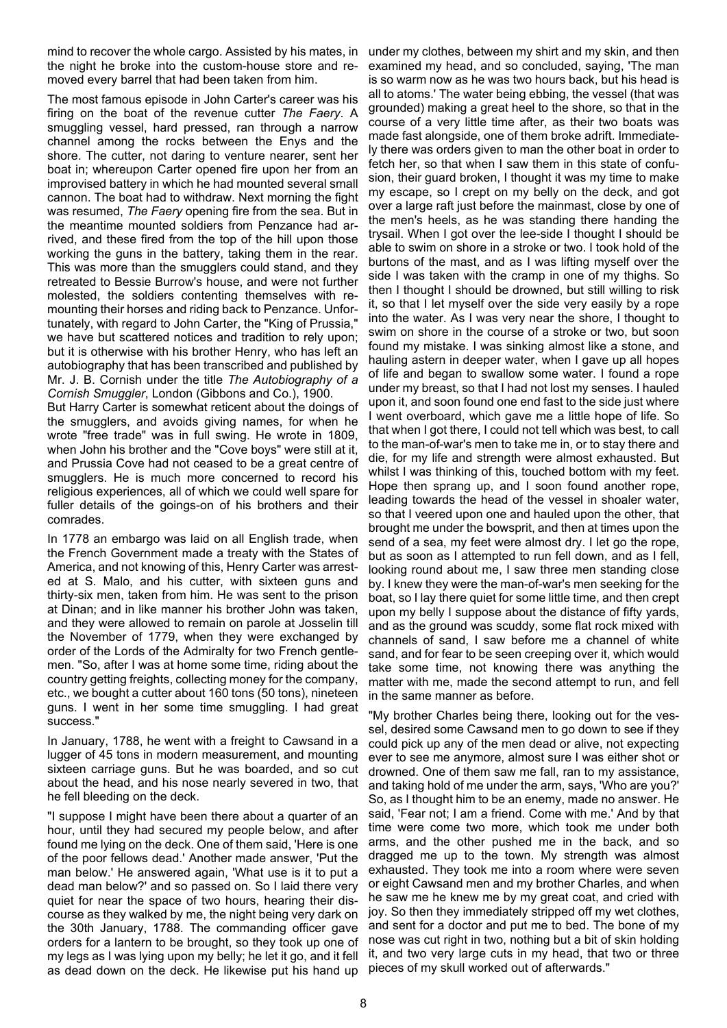mind to recover the whole cargo. Assisted by his mates, in the night he broke into the custom-house store and removed every barrel that had been taken from him.

The most famous episode in John Carter's career was his firing on the boat of the revenue cutter *The Faery*. A smuggling vessel, hard pressed, ran through a narrow channel among the rocks between the Enys and the shore. The cutter, not daring to venture nearer, sent her boat in; whereupon Carter opened fire upon her from an improvised battery in which he had mounted several small cannon. The boat had to withdraw. Next morning the fight was resumed, *The Faery* opening fire from the sea. But in the meantime mounted soldiers from Penzance had arrived, and these fired from the top of the hill upon those working the guns in the battery, taking them in the rear. This was more than the smugglers could stand, and they retreated to Bessie Burrow's house, and were not further molested, the soldiers contenting themselves with remounting their horses and riding back to Penzance. Unfortunately, with regard to John Carter, the "King of Prussia," we have but scattered notices and tradition to rely upon; but it is otherwise with his brother Henry, who has left an autobiography that has been transcribed and published by Mr. J. B. Cornish under the title *The Autobiography of a Cornish Smuggler*, London (Gibbons and Co.), 1900.

But Harry Carter is somewhat reticent about the doings of the smugglers, and avoids giving names, for when he wrote "free trade" was in full swing. He wrote in 1809, when John his brother and the "Cove boys" were still at it, and Prussia Cove had not ceased to be a great centre of smugglers. He is much more concerned to record his religious experiences, all of which we could well spare for fuller details of the goings-on of his brothers and their comrades.

In 1778 an embargo was laid on all English trade, when the French Government made a treaty with the States of America, and not knowing of this, Henry Carter was arrested at S. Malo, and his cutter, with sixteen guns and thirty-six men, taken from him. He was sent to the prison at Dinan; and in like manner his brother John was taken, and they were allowed to remain on parole at Josselin till the November of 1779, when they were exchanged by order of the Lords of the Admiralty for two French gentlemen. "So, after I was at home some time, riding about the country getting freights, collecting money for the company, etc., we bought a cutter about 160 tons (50 tons), nineteen guns. I went in her some time smuggling. I had great success."

In January, 1788, he went with a freight to Cawsand in a lugger of 45 tons in modern measurement, and mounting sixteen carriage guns. But he was boarded, and so cut about the head, and his nose nearly severed in two, that he fell bleeding on the deck.

"I suppose I might have been there about a quarter of an hour, until they had secured my people below, and after found me lying on the deck. One of them said, 'Here is one of the poor fellows dead.' Another made answer, 'Put the man below.' He answered again, 'What use is it to put a dead man below?' and so passed on. So I laid there very quiet for near the space of two hours, hearing their discourse as they walked by me, the night being very dark on the 30th January, 1788. The commanding officer gave orders for a lantern to be brought, so they took up one of my legs as I was lying upon my belly; he let it go, and it fell as dead down on the deck. He likewise put his hand up under my clothes, between my shirt and my skin, and then examined my head, and so concluded, saying, 'The man is so warm now as he was two hours back, but his head is all to atoms.' The water being ebbing, the vessel (that was grounded) making a great heel to the shore, so that in the course of a very little time after, as their two boats was made fast alongside, one of them broke adrift. Immediately there was orders given to man the other boat in order to fetch her, so that when I saw them in this state of confusion, their guard broken, I thought it was my time to make my escape, so I crept on my belly on the deck, and got over a large raft just before the mainmast, close by one of the men's heels, as he was standing there handing the trysail. When I got over the lee-side I thought I should be able to swim on shore in a stroke or two. I took hold of the burtons of the mast, and as I was lifting myself over the side I was taken with the cramp in one of my thighs. So then I thought I should be drowned, but still willing to risk it, so that I let myself over the side very easily by a rope into the water. As I was very near the shore, I thought to swim on shore in the course of a stroke or two, but soon found my mistake. I was sinking almost like a stone, and hauling astern in deeper water, when I gave up all hopes of life and began to swallow some water. I found a rope under my breast, so that I had not lost my senses. I hauled upon it, and soon found one end fast to the side just where I went overboard, which gave me a little hope of life. So that when I got there, I could not tell which was best, to call to the man-of-war's men to take me in, or to stay there and die, for my life and strength were almost exhausted. But whilst I was thinking of this, touched bottom with my feet. Hope then sprang up, and I soon found another rope, leading towards the head of the vessel in shoaler water, so that I veered upon one and hauled upon the other, that brought me under the bowsprit, and then at times upon the send of a sea, my feet were almost dry. I let go the rope, but as soon as I attempted to run fell down, and as I fell, looking round about me, I saw three men standing close by. I knew they were the man-of-war's men seeking for the boat, so I lay there quiet for some little time, and then crept upon my belly I suppose about the distance of fifty yards, and as the ground was scuddy, some flat rock mixed with channels of sand, I saw before me a channel of white sand, and for fear to be seen creeping over it, which would take some time, not knowing there was anything the matter with me, made the second attempt to run, and fell in the same manner as before.

"My brother Charles being there, looking out for the vessel, desired some Cawsand men to go down to see if they could pick up any of the men dead or alive, not expecting ever to see me anymore, almost sure I was either shot or drowned. One of them saw me fall, ran to my assistance, and taking hold of me under the arm, says, 'Who are you?' So, as I thought him to be an enemy, made no answer. He said, 'Fear not; I am a friend. Come with me.' And by that time were come two more, which took me under both arms, and the other pushed me in the back, and so dragged me up to the town. My strength was almost exhausted. They took me into a room where were seven or eight Cawsand men and my brother Charles, and when he saw me he knew me by my great coat, and cried with joy. So then they immediately stripped off my wet clothes, and sent for a doctor and put me to bed. The bone of my nose was cut right in two, nothing but a bit of skin holding it, and two very large cuts in my head, that two or three pieces of my skull worked out of afterwards."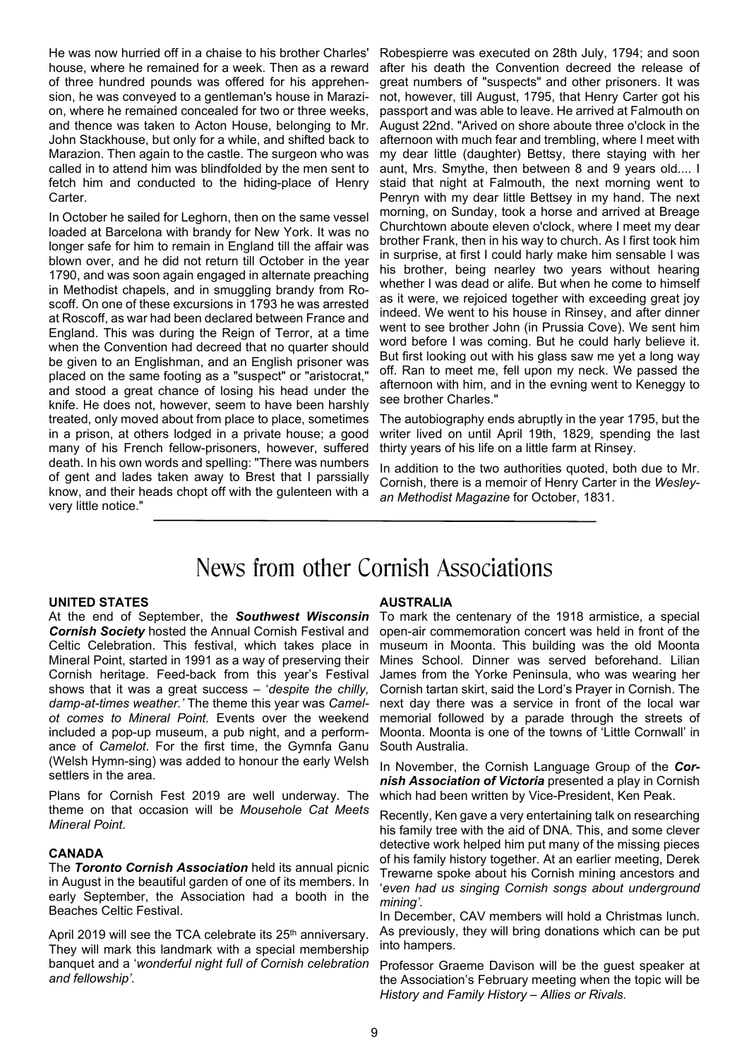He was now hurried off in a chaise to his brother Charles' house, where he remained for a week. Then as a reward of three hundred pounds was offered for his apprehension, he was conveyed to a gentleman's house in Marazion, where he remained concealed for two or three weeks, and thence was taken to Acton House, belonging to Mr. John Stackhouse, but only for a while, and shifted back to Marazion. Then again to the castle. The surgeon who was called in to attend him was blindfolded by the men sent to fetch him and conducted to the hiding-place of Henry Carter.

In October he sailed for Leghorn, then on the same vessel loaded at Barcelona with brandy for New York. It was no longer safe for him to remain in England till the affair was blown over, and he did not return till October in the year 1790, and was soon again engaged in alternate preaching in Methodist chapels, and in smuggling brandy from Roscoff. On one of these excursions in 1793 he was arrested at Roscoff, as war had been declared between France and England. This was during the Reign of Terror, at a time when the Convention had decreed that no quarter should be given to an Englishman, and an English prisoner was placed on the same footing as a "suspect" or "aristocrat," and stood a great chance of losing his head under the knife. He does not, however, seem to have been harshly treated, only moved about from place to place, sometimes in a prison, at others lodged in a private house; a good many of his French fellow-prisoners, however, suffered death. In his own words and spelling: "There was numbers of gent and lades taken away to Brest that I parssially know, and their heads chopt off with the gulenteen with a very little notice."

Robespierre was executed on 28th July, 1794; and soon after his death the Convention decreed the release of great numbers of "suspects" and other prisoners. It was not, however, till August, 1795, that Henry Carter got his passport and was able to leave. He arrived at Falmouth on August 22nd. "Arived on shore aboute three o'clock in the afternoon with much fear and trembling, where I meet with my dear little (daughter) Bettsy, there staying with her aunt, Mrs. Smythe, then between 8 and 9 years old.... I staid that night at Falmouth, the next morning went to Penryn with my dear little Bettsey in my hand. The next morning, on Sunday, took a horse and arrived at Breage Churchtown aboute eleven o'clock, where I meet my dear brother Frank, then in his way to church. As I first took him in surprise, at first I could harly make him sensable I was his brother, being nearley two years without hearing whether I was dead or alife. But when he come to himself as it were, we rejoiced together with exceeding great joy indeed. We went to his house in Rinsey, and after dinner went to see brother John (in Prussia Cove). We sent him word before I was coming. But he could harly believe it. But first looking out with his glass saw me yet a long way off. Ran to meet me, fell upon my neck. We passed the afternoon with him, and in the evning went to Keneggy to see brother Charles."

The autobiography ends abruptly in the year 1795, but the writer lived on until April 19th, 1829, spending the last thirty years of his life on a little farm at Rinsey.

In addition to the two authorities quoted, both due to Mr. Cornish, there is a memoir of Henry Carter in the *Wesleyan Methodist Magazine* for October, 1831.

# News from other Cornish Associations

**UNITED STATES**

At the end of September, the ***Southwest Wisconsin Cornish Society*** hosted the Annual Cornish Festival and Celtic Celebration. This festival, which takes place in Mineral Point, started in 1991 as a way of preserving their Cornish heritage. Feed-back from this year's Festival shows that it was a great success – '*despite the chilly, damp-at-times weather.*' The theme this year was *Camelot comes to Mineral Point.* Events over the weekend included a pop-up museum, a pub night, and a performance of *Camelot*. For the first time, the Gymnfa Ganu (Welsh Hymn-sing) was added to honour the early Welsh settlers in the area.

Plans for Cornish Fest 2019 are well underway. The theme on that occasion will be *Mousehole Cat Meets Mineral Point*.

**CANADA**

The ***Toronto Cornish Association*** held its annual picnic in August in the beautiful garden of one of its members. In early September, the Association had a booth in the Beaches Celtic Festival.

April 2019 will see the TCA celebrate its 25th anniversary. They will mark this landmark with a special membership banquet and a '*wonderful night full of Cornish celebration and fellowship'.*

**AUSTRALIA**

To mark the centenary of the 1918 armistice, a special open-air commemoration concert was held in front of the museum in Moonta. This building was the old Moonta Mines School. Dinner was served beforehand. Lilian James from the Yorke Peninsula, who was wearing her Cornish tartan skirt, said the Lord's Prayer in Cornish. The next day there was a service in front of the local war memorial followed by a parade through the streets of Moonta. Moonta is one of the towns of 'Little Cornwall' in South Australia.

In November, the Cornish Language Group of the ***Cornish Association of Victoria*** presented a play in Cornish which had been written by Vice-President, Ken Peak.

Recently, Ken gave a very entertaining talk on researching his family tree with the aid of DNA. This, and some clever detective work helped him put many of the missing pieces of his family history together. At an earlier meeting, Derek Trewarne spoke about his Cornish mining ancestors and '*even had us singing Cornish songs about underground mining'*.

In December, CAV members will hold a Christmas lunch. As previously, they will bring donations which can be put into hampers.

Professor Graeme Davison will be the guest speaker at the Association's February meeting when the topic will be *History and Family History – Allies or Rivals.*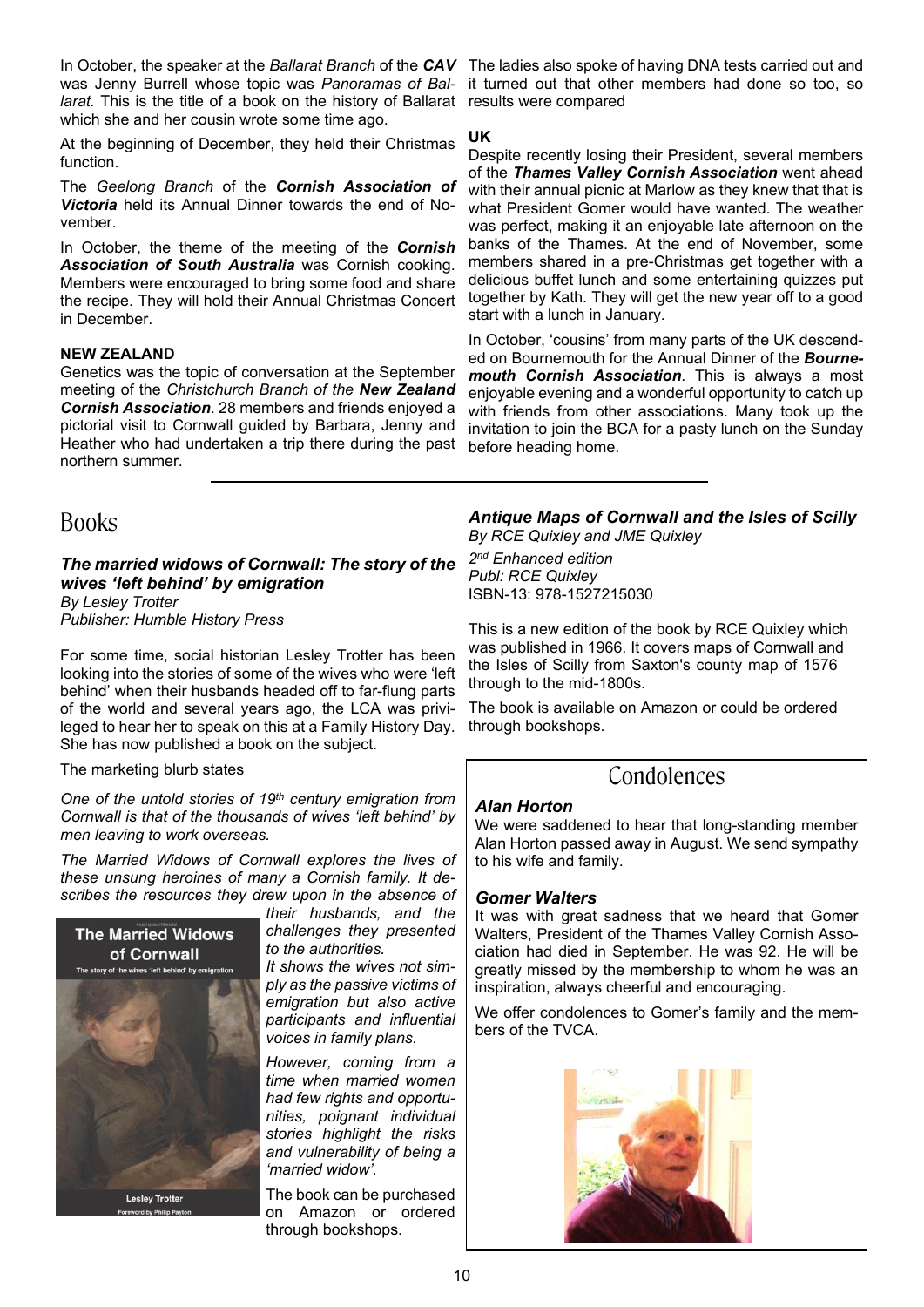In October, the speaker at the *Ballarat Branch* of the ***CAV*** was Jenny Burrell whose topic was *Panoramas of Ballarat.* This is the title of a book on the history of Ballarat which she and her cousin wrote some time ago.

At the beginning of December, they held their Christmas function.

The *Geelong Branch* of the ***Cornish Association of Victoria*** held its Annual Dinner towards the end of November.

In October, the theme of the meeting of the ***Cornish Association of South Australia*** was Cornish cooking. Members were encouraged to bring some food and share the recipe. They will hold their Annual Christmas Concert in December.

**NEW ZEALAND**

Genetics was the topic of conversation at the September meeting of the *Christchurch Branch of the* ***New Zealand Cornish Association***. 28 members and friends enjoyed a pictorial visit to Cornwall guided by Barbara, Jenny and Heather who had undertaken a trip there during the past northern summer.

The ladies also spoke of having DNA tests carried out and it turned out that other members had done so too, so results were compared

**UK**

Despite recently losing their President, several members of the ***Thames Valley Cornish Association*** went ahead with their annual picnic at Marlow as they knew that that is what President Gomer would have wanted. The weather was perfect, making it an enjoyable late afternoon on the banks of the Thames. At the end of November, some members shared in a pre-Christmas get together with a delicious buffet lunch and some entertaining quizzes put together by Kath. They will get the new year off to a good start with a lunch in January.

In October, 'cousins' from many parts of the UK descended on Bournemouth for the Annual Dinner of the ***Bournemouth Cornish Association***. This is always a most enjoyable evening and a wonderful opportunity to catch up with friends from other associations. Many took up the invitation to join the BCA for a pasty lunch on the Sunday before heading home.

# Books

### *The married widows of Cornwall: The story of the wives 'left behind' by emigration*

*By Lesley Trotter*
*Publisher: Humble History Press*

For some time, social historian Lesley Trotter has been looking into the stories of some of the wives who were 'left behind' when their husbands headed off to far-flung parts of the world and several years ago, the LCA was privileged to hear her to speak on this at a Family History Day. She has now published a book on the subject.

The marketing blurb states

*One of the untold stories of 19th century emigration from Cornwall is that of the thousands of wives 'left behind' by men leaving to work overseas.*

*The Married Widows of Cornwall explores the lives of these unsung heroines of many a Cornish family. It describes the resources they drew upon in the absence of their husbands, and the challenges they presented to the authorities.*

*It shows the wives not simply as the passive victims of emigration but also active participants and influential voices in family plans.*

*However, coming from a time when married women had few rights and opportunities, poignant individual stories highlight the risks and vulnerability of being a 'married widow'.*

The book can be purchased on Amazon or ordered through bookshops.

### *Antique Maps of Cornwall and the Isles of Scilly*

*By RCE Quixley and JME Quixley*

*2nd Enhanced edition*
*Publ: RCE Quixley*
ISBN-13: 978-1527215030

This is a new edition of the book by RCE Quixley which was published in 1966. It covers maps of Cornwall and the Isles of Scilly from Saxton's county map of 1576 through to the mid-1800s.

The book is available on Amazon or could be ordered through bookshops.

# Condolences

### *Alan Horton*

We were saddened to hear that long-standing member Alan Horton passed away in August. We send sympathy to his wife and family.

### *Gomer Walters*

It was with great sadness that we heard that Gomer Walters, President of the Thames Valley Cornish Association had died in September. He was 92. He will be greatly missed by the membership to whom he was an inspiration, always cheerful and encouraging.

We offer condolences to Gomer's family and the members of the TVCA.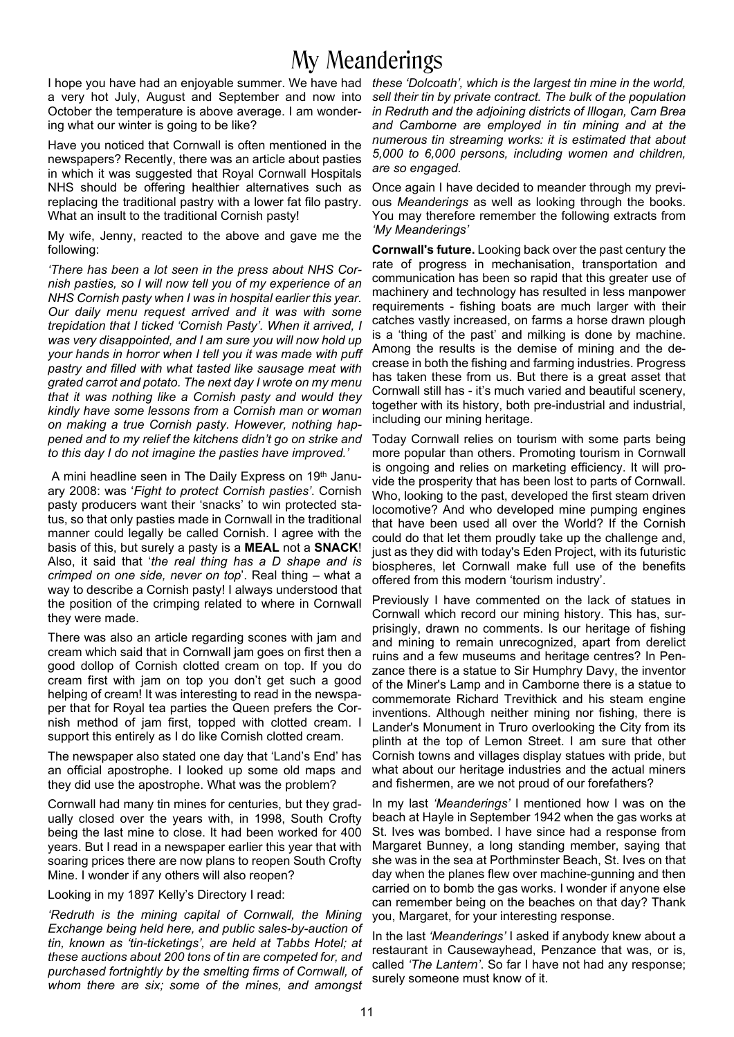# My Meanderings

I hope you have had an enjoyable summer. We have had a very hot July, August and September and now into October the temperature is above average. I am wondering what our winter is going to be like?

Have you noticed that Cornwall is often mentioned in the newspapers? Recently, there was an article about pasties in which it was suggested that Royal Cornwall Hospitals NHS should be offering healthier alternatives such as replacing the traditional pastry with a lower fat filo pastry. What an insult to the traditional Cornish pasty!

My wife, Jenny, reacted to the above and gave me the following:

*'There has been a lot seen in the press about NHS Cornish pasties, so I will now tell you of my experience of an NHS Cornish pasty when I was in hospital earlier this year. Our daily menu request arrived and it was with some trepidation that I ticked 'Cornish Pasty'. When it arrived, I was very disappointed, and I am sure you will now hold up your hands in horror when I tell you it was made with puff pastry and filled with what tasted like sausage meat with grated carrot and potato. The next day I wrote on my menu that it was nothing like a Cornish pasty and would they kindly have some lessons from a Cornish man or woman on making a true Cornish pasty. However, nothing happened and to my relief the kitchens didn't go on strike and to this day I do not imagine the pasties have improved.'*

A mini headline seen in The Daily Express on 19th January 2008: was '*Fight to protect Cornish pasties*'. Cornish pasty producers want their 'snacks' to win protected status, so that only pasties made in Cornwall in the traditional manner could legally be called Cornish. I agree with the basis of this, but surely a pasty is a **MEAL** not a **SNACK**! Also, it said that '*the real thing has a D shape and is crimped on one side, never on top*'. Real thing – what a way to describe a Cornish pasty! I always understood that the position of the crimping related to where in Cornwall they were made.

There was also an article regarding scones with jam and cream which said that in Cornwall jam goes on first then a good dollop of Cornish clotted cream on top. If you do cream first with jam on top you don't get such a good helping of cream! It was interesting to read in the newspaper that for Royal tea parties the Queen prefers the Cornish method of jam first, topped with clotted cream. I support this entirely as I do like Cornish clotted cream.

The newspaper also stated one day that 'Land's End' has an official apostrophe. I looked up some old maps and they did use the apostrophe. What was the problem?

Cornwall had many tin mines for centuries, but they gradually closed over the years with, in 1998, South Crofty being the last mine to close. It had been worked for 400 years. But I read in a newspaper earlier this year that with soaring prices there are now plans to reopen South Crofty Mine. I wonder if any others will also reopen?

Looking in my 1897 Kelly's Directory I read:

*'Redruth is the mining capital of Cornwall, the Mining Exchange being held here, and public sales-by-auction of tin, known as 'tin-ticketings', are held at Tabbs Hotel; at these auctions about 200 tons of tin are competed for, and purchased fortnightly by the smelting firms of Cornwall, of whom there are six; some of the mines, and amongst these 'Dolcoath', which is the largest tin mine in the world, sell their tin by private contract. The bulk of the population in Redruth and the adjoining districts of Illogan, Carn Brea and Camborne are employed in tin mining and at the numerous tin streaming works: it is estimated that about 5,000 to 6,000 persons, including women and children, are so engaged.*

Once again I have decided to meander through my previous *Meanderings* as well as looking through the books. You may therefore remember the following extracts from *'My Meanderings'*

**Cornwall's future.** Looking back over the past century the rate of progress in mechanisation, transportation and communication has been so rapid that this greater use of machinery and technology has resulted in less manpower requirements - fishing boats are much larger with their catches vastly increased, on farms a horse drawn plough is a 'thing of the past' and milking is done by machine. Among the results is the demise of mining and the decrease in both the fishing and farming industries. Progress has taken these from us. But there is a great asset that Cornwall still has - it's much varied and beautiful scenery, together with its history, both pre-industrial and industrial, including our mining heritage.

Today Cornwall relies on tourism with some parts being more popular than others. Promoting tourism in Cornwall is ongoing and relies on marketing efficiency. It will provide the prosperity that has been lost to parts of Cornwall. Who, looking to the past, developed the first steam driven locomotive? And who developed mine pumping engines that have been used all over the World? If the Cornish could do that let them proudly take up the challenge and, just as they did with today's Eden Project, with its futuristic biospheres, let Cornwall make full use of the benefits offered from this modern 'tourism industry'.

Previously I have commented on the lack of statues in Cornwall which record our mining history. This has, surprisingly, drawn no comments. Is our heritage of fishing and mining to remain unrecognized, apart from derelict ruins and a few museums and heritage centres? In Penzance there is a statue to Sir Humphry Davy, the inventor of the Miner's Lamp and in Camborne there is a statue to commemorate Richard Trevithick and his steam engine inventions. Although neither mining nor fishing, there is Lander's Monument in Truro overlooking the City from its plinth at the top of Lemon Street. I am sure that other Cornish towns and villages display statues with pride, but what about our heritage industries and the actual miners and fishermen, are we not proud of our forefathers?

In my last *'Meanderings'* I mentioned how I was on the beach at Hayle in September 1942 when the gas works at St. Ives was bombed. I have since had a response from Margaret Bunney, a long standing member, saying that she was in the sea at Porthminster Beach, St. Ives on that day when the planes flew over machine-gunning and then carried on to bomb the gas works. I wonder if anyone else can remember being on the beaches on that day? Thank you, Margaret, for your interesting response.

In the last *'Meanderings'* I asked if anybody knew about a restaurant in Causewayhead, Penzance that was, or is, called *'The Lantern'*. So far I have not had any response; surely someone must know of it.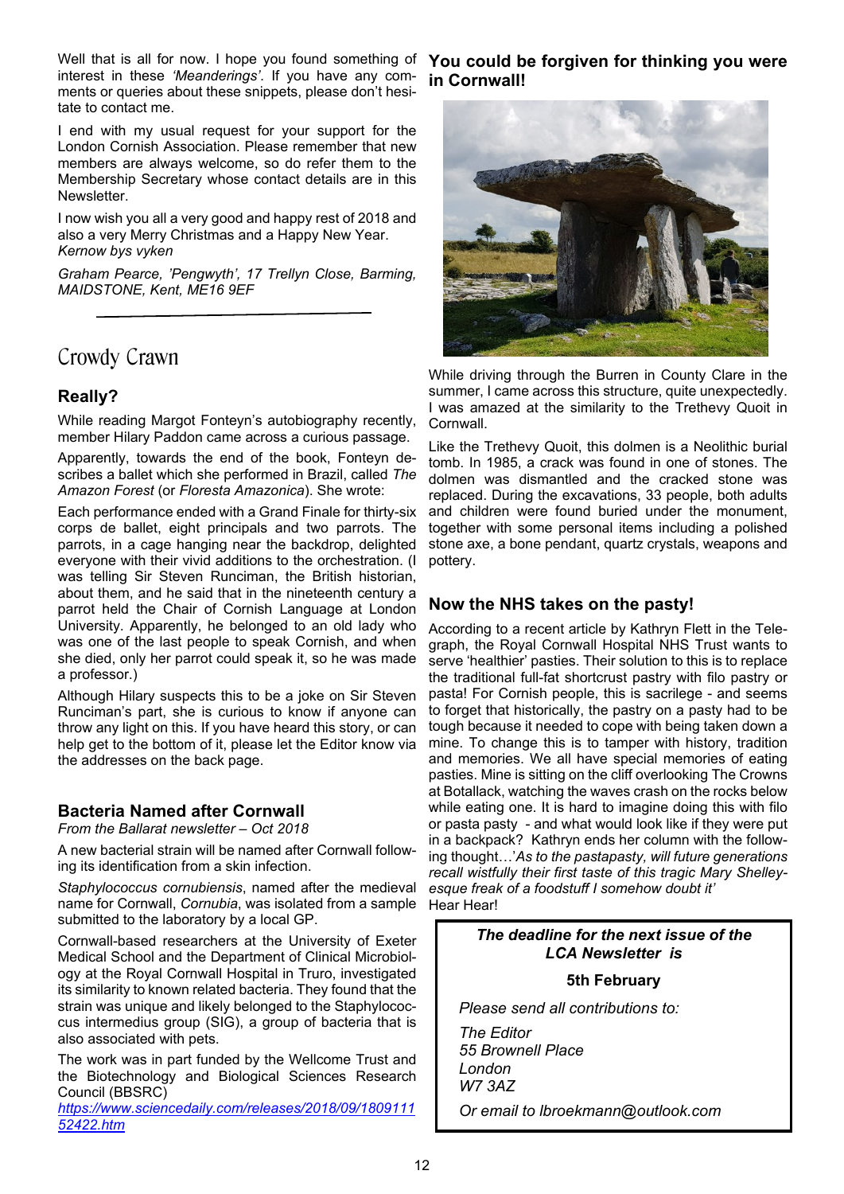Well that is all for now. I hope you found something of interest in these *'Meanderings'*. If you have any comments or queries about these snippets, please don't hesitate to contact me.

I end with my usual request for your support for the London Cornish Association. Please remember that new members are always welcome, so do refer them to the Membership Secretary whose contact details are in this Newsletter.

I now wish you all a very good and happy rest of 2018 and also a very Merry Christmas and a Happy New Year.
*Kernow bys vyken*

*Graham Pearce, 'Pengwyth', 17 Trellyn Close, Barming, MAIDSTONE, Kent, ME16 9EF*

---

# Crowdy Crawn

## Really?

While reading Margot Fonteyn's autobiography recently, member Hilary Paddon came across a curious passage.

Apparently, towards the end of the book, Fonteyn describes a ballet which she performed in Brazil, called *The Amazon Forest* (or *Floresta Amazonica*). She wrote:

Each performance ended with a Grand Finale for thirty-six corps de ballet, eight principals and two parrots. The parrots, in a cage hanging near the backdrop, delighted everyone with their vivid additions to the orchestration. (I was telling Sir Steven Runciman, the British historian, about them, and he said that in the nineteenth century a parrot held the Chair of Cornish Language at London University. Apparently, he belonged to an old lady who was one of the last people to speak Cornish, and when she died, only her parrot could speak it, so he was made a professor.)

Although Hilary suspects this to be a joke on Sir Steven Runciman's part, she is curious to know if anyone can throw any light on this. If you have heard this story, or can help get to the bottom of it, please let the Editor know via the addresses on the back page.

## Bacteria Named after Cornwall

*From the Ballarat newsletter – Oct 2018*

A new bacterial strain will be named after Cornwall following its identification from a skin infection.

*Staphylococcus cornubiensis*, named after the medieval name for Cornwall, *Cornubia*, was isolated from a sample submitted to the laboratory by a local GP.

Cornwall-based researchers at the University of Exeter Medical School and the Department of Clinical Microbiology at the Royal Cornwall Hospital in Truro, investigated its similarity to known related bacteria. They found that the strain was unique and likely belonged to the Staphylococcus intermedius group (SIG), a group of bacteria that is also associated with pets.

The work was in part funded by the Wellcome Trust and the Biotechnology and Biological Sciences Research Council (BBSRC)
https://www.sciencedaily.com/releases/2018/09/180911152422.htm

## You could be forgiven for thinking you were in Cornwall!

While driving through the Burren in County Clare in the summer, I came across this structure, quite unexpectedly. I was amazed at the similarity to the Trethevy Quoit in Cornwall.

Like the Trethevy Quoit, this dolmen is a Neolithic burial tomb. In 1985, a crack was found in one of stones. The dolmen was dismantled and the cracked stone was replaced. During the excavations, 33 people, both adults and children were found buried under the monument, together with some personal items including a polished stone axe, a bone pendant, quartz crystals, weapons and pottery.

## Now the NHS takes on the pasty!

According to a recent article by Kathryn Flett in the Telegraph, the Royal Cornwall Hospital NHS Trust wants to serve 'healthier' pasties. Their solution to this is to replace the traditional full-fat shortcrust pastry with filo pastry or pasta! For Cornish people, this is sacrilege - and seems to forget that historically, the pastry on a pasty had to be tough because it needed to cope with being taken down a mine. To change this is to tamper with history, tradition and memories. We all have special memories of eating pasties. Mine is sitting on the cliff overlooking The Crowns at Botallack, watching the waves crash on the rocks below while eating one. It is hard to imagine doing this with filo or pasta pasty - and what would look like if they were put in a backpack? Kathryn ends her column with the following thought…'*As to the pastapasty, will future generations recall wistfully their first taste of this tragic Mary Shelley-esque freak of a foodstuff I somehow doubt it'*
Hear Hear!

***The deadline for the next issue of the LCA Newsletter is***

**5th February**

*Please send all contributions to:*

*The Editor*
*55 Brownell Place*
*London*
*W7 3AZ*

*Or email to lbroekmann@outlook.com*